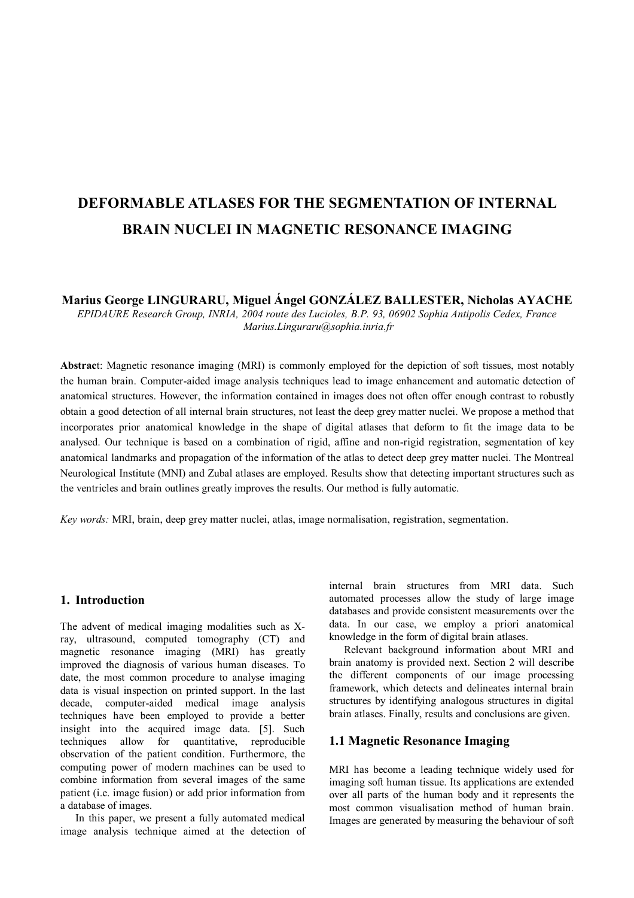# DEFORMABLE ATLASES FOR THE SEGMENTATION OF INTERNAL BRAIN NUCLEI IN MAGNETIC RESONANCE IMAGING

**Marius George LINGURARU, Miguel Ángel GONZÁLEZ BALLESTER, Nicholas AYACHE**

*EPIDAURE Research Group, INRIA, 2004 route des Lucioles, B.P. 93, 06902 Sophia Antipolis Cedex, France*
*Marius.Linguraru@sophia.inria.fr*

**Abstract**: Magnetic resonance imaging (MRI) is commonly employed for the depiction of soft tissues, most notably the human brain. Computer-aided image analysis techniques lead to image enhancement and automatic detection of anatomical structures. However, the information contained in images does not often offer enough contrast to robustly obtain a good detection of all internal brain structures, not least the deep grey matter nuclei. We propose a method that incorporates prior anatomical knowledge in the shape of digital atlases that deform to fit the image data to be analysed. Our technique is based on a combination of rigid, affine and non-rigid registration, segmentation of key anatomical landmarks and propagation of the information of the atlas to detect deep grey matter nuclei. The Montreal Neurological Institute (MNI) and Zubal atlases are employed. Results show that detecting important structures such as the ventricles and brain outlines greatly improves the results. Our method is fully automatic.

*Key words:* MRI, brain, deep grey matter nuclei, atlas, image normalisation, registration, segmentation.

## 1. Introduction

The advent of medical imaging modalities such as X-ray, ultrasound, computed tomography (CT) and magnetic resonance imaging (MRI) has greatly improved the diagnosis of various human diseases. To date, the most common procedure to analyse imaging data is visual inspection on printed support. In the last decade, computer-aided medical image analysis techniques have been employed to provide a better insight into the acquired image data. [5]. Such techniques allow for quantitative, reproducible observation of the patient condition. Furthermore, the computing power of modern machines can be used to combine information from several images of the same patient (i.e. image fusion) or add prior information from a database of images.

In this paper, we present a fully automated medical image analysis technique aimed at the detection of internal brain structures from MRI data. Such automated processes allow the study of large image databases and provide consistent measurements over the data. In our case, we employ a priori anatomical knowledge in the form of digital brain atlases.

Relevant background information about MRI and brain anatomy is provided next. Section 2 will describe the different components of our image processing framework, which detects and delineates internal brain structures by identifying analogous structures in digital brain atlases. Finally, results and conclusions are given.

### 1.1 Magnetic Resonance Imaging

MRI has become a leading technique widely used for imaging soft human tissue. Its applications are extended over all parts of the human body and it represents the most common visualisation method of human brain. Images are generated by measuring the behaviour of soft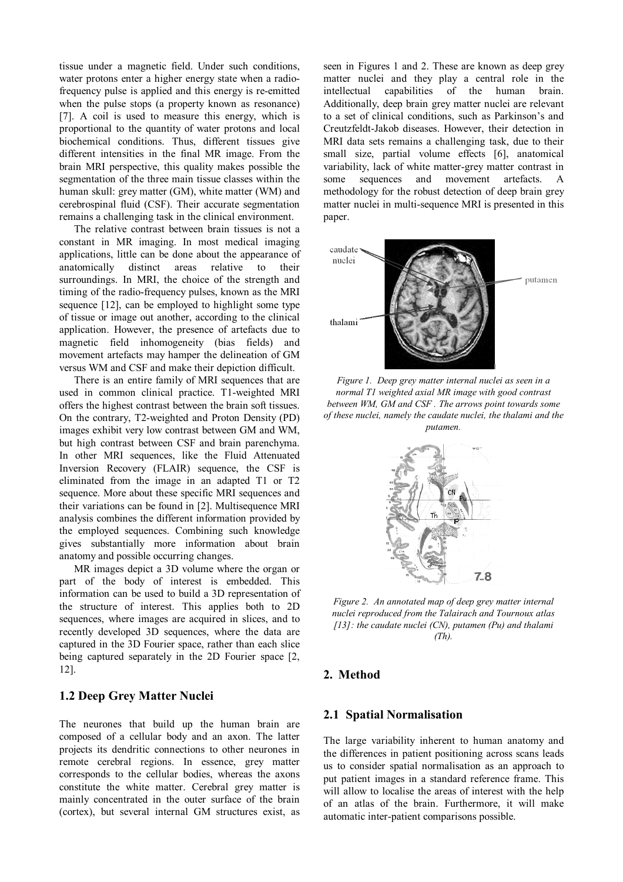tissue under a magnetic field. Under such conditions, water protons enter a higher energy state when a radio-frequency pulse is applied and this energy is re-emitted when the pulse stops (a property known as resonance) [7]. A coil is used to measure this energy, which is proportional to the quantity of water protons and local biochemical conditions. Thus, different tissues give different intensities in the final MR image. From the brain MRI perspective, this quality makes possible the segmentation of the three main tissue classes within the human skull: grey matter (GM), white matter (WM) and cerebrospinal fluid (CSF). Their accurate segmentation remains a challenging task in the clinical environment.

The relative contrast between brain tissues is not a constant in MR imaging. In most medical imaging applications, little can be done about the appearance of anatomically distinct areas relative to their surroundings. In MRI, the choice of the strength and timing of the radio-frequency pulses, known as the MRI sequence [12], can be employed to highlight some type of tissue or image out another, according to the clinical application. However, the presence of artefacts due to magnetic field inhomogeneity (bias fields) and movement artefacts may hamper the delineation of GM versus WM and CSF and make their depiction difficult.

There is an entire family of MRI sequences that are used in common clinical practice. T1-weighted MRI offers the highest contrast between the brain soft tissues. On the contrary, T2-weighted and Proton Density (PD) images exhibit very low contrast between GM and WM, but high contrast between CSF and brain parenchyma. In other MRI sequences, like the Fluid Attenuated Inversion Recovery (FLAIR) sequence, the CSF is eliminated from the image in an adapted T1 or T2 sequence. More about these specific MRI sequences and their variations can be found in [2]. Multisequence MRI analysis combines the different information provided by the employed sequences. Combining such knowledge gives substantially more information about brain anatomy and possible occurring changes.

MR images depict a 3D volume where the organ or part of the body of interest is embedded. This information can be used to build a 3D representation of the structure of interest. This applies both to 2D sequences, where images are acquired in slices, and to recently developed 3D sequences, where the data are captured in the 3D Fourier space, rather than each slice being captured separately in the 2D Fourier space [2, 12].

## 1.2 Deep Grey Matter Nuclei

The neurones that build up the human brain are composed of a cellular body and an axon. The latter projects its dendritic connections to other neurones in remote cerebral regions. In essence, grey matter corresponds to the cellular bodies, whereas the axons constitute the white matter. Cerebral grey matter is mainly concentrated in the outer surface of the brain (cortex), but several internal GM structures exist, as seen in Figures 1 and 2. These are known as deep grey matter nuclei and they play a central role in the intellectual capabilities of the human brain. Additionally, deep brain grey matter nuclei are relevant to a set of clinical conditions, such as Parkinson's and Creutzfeldt-Jakob diseases. However, their detection in MRI data sets remains a challenging task, due to their small size, partial volume effects [6], anatomical variability, lack of white matter-grey matter contrast in some sequences and movement artefacts. A methodology for the robust detection of deep brain grey matter nuclei in multi-sequence MRI is presented in this paper.

caudate nuclei

putamen

thalami

*Figure 1. Deep grey matter internal nuclei as seen in a normal T1 weighted axial MR image with good contrast between WM, GM and CSF . The arrows point towards some of these nuclei, namely the caudate nuclei, the thalami and the putamen.*

CN

Pu

Th

P

7-8

*Figure 2. An annotated map of deep grey matter internal nuclei reproduced from the Talairach and Tournoux atlas [13]: the caudate nuclei (CN), putamen (Pu) and thalami (Th).*

# 2. Method

## 2.1 Spatial Normalisation

The large variability inherent to human anatomy and the differences in patient positioning across scans leads us to consider spatial normalisation as an approach to put patient images in a standard reference frame. This will allow to localise the areas of interest with the help of an atlas of the brain. Furthermore, it will make automatic inter-patient comparisons possible.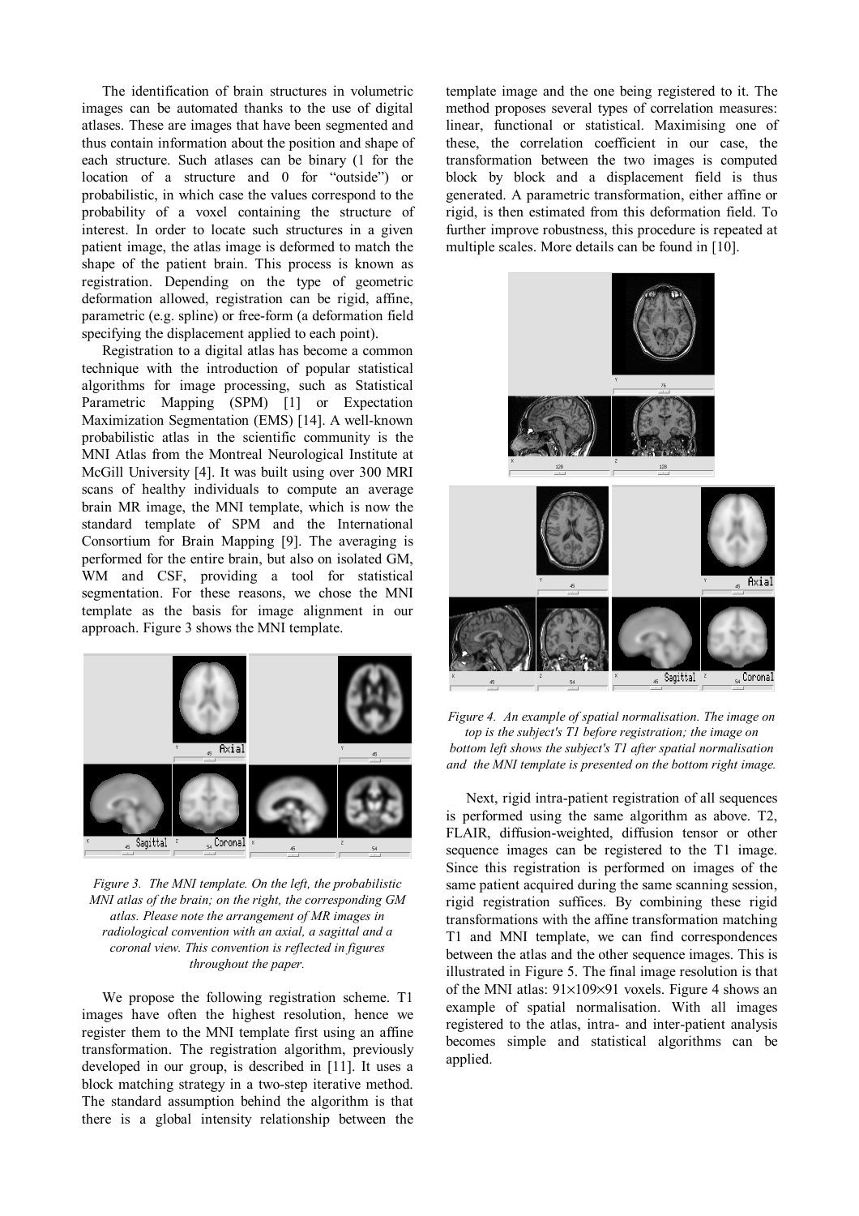The identification of brain structures in volumetric images can be automated thanks to the use of digital atlases. These are images that have been segmented and thus contain information about the position and shape of each structure. Such atlases can be binary (1 for the location of a structure and 0 for "outside") or probabilistic, in which case the values correspond to the probability of a voxel containing the structure of interest. In order to locate such structures in a given patient image, the atlas image is deformed to match the shape of the patient brain. This process is known as registration. Depending on the type of geometric deformation allowed, registration can be rigid, affine, parametric (e.g. spline) or free-form (a deformation field specifying the displacement applied to each point).

Registration to a digital atlas has become a common technique with the introduction of popular statistical algorithms for image processing, such as Statistical Parametric Mapping (SPM) [1] or Expectation Maximization Segmentation (EMS) [14]. A well-known probabilistic atlas in the scientific community is the MNI Atlas from the Montreal Neurological Institute at McGill University [4]. It was built using over 300 MRI scans of healthy individuals to compute an average brain MR image, the MNI template, which is now the standard template of SPM and the International Consortium for Brain Mapping [9]. The averaging is performed for the entire brain, but also on isolated GM, WM and CSF, providing a tool for statistical segmentation. For these reasons, we chose the MNI template as the basis for image alignment in our approach. Figure 3 shows the MNI template.

*Figure 3. The MNI template. On the left, the probabilistic MNI atlas of the brain; on the right, the corresponding GM atlas. Please note the arrangement of MR images in radiological convention with an axial, a sagittal and a coronal view. This convention is reflected in figures throughout the paper.*

We propose the following registration scheme. T1 images have often the highest resolution, hence we register them to the MNI template first using an affine transformation. The registration algorithm, previously developed in our group, is described in [11]. It uses a block matching strategy in a two-step iterative method. The standard assumption behind the algorithm is that there is a global intensity relationship between the template image and the one being registered to it. The method proposes several types of correlation measures: linear, functional or statistical. Maximising one of these, the correlation coefficient in our case, the transformation between the two images is computed block by block and a displacement field is thus generated. A parametric transformation, either affine or rigid, is then estimated from this deformation field. To further improve robustness, this procedure is repeated at multiple scales. More details can be found in [10].

*Figure 4. An example of spatial normalisation. The image on top is the subject's T1 before registration; the image on bottom left shows the subject's T1 after spatial normalisation and the MNI template is presented on the bottom right image.*

Next, rigid intra-patient registration of all sequences is performed using the same algorithm as above. T2, FLAIR, diffusion-weighted, diffusion tensor or other sequence images can be registered to the T1 image. Since this registration is performed on images of the same patient acquired during the same scanning session, rigid registration suffices. By combining these rigid transformations with the affine transformation matching T1 and MNI template, we can find correspondences between the atlas and the other sequence images. This is illustrated in Figure 5. The final image resolution is that of the MNI atlas: $91\times109\times91$ voxels. Figure 4 shows an example of spatial normalisation. With all images registered to the atlas, intra- and inter-patient analysis becomes simple and statistical algorithms can be applied.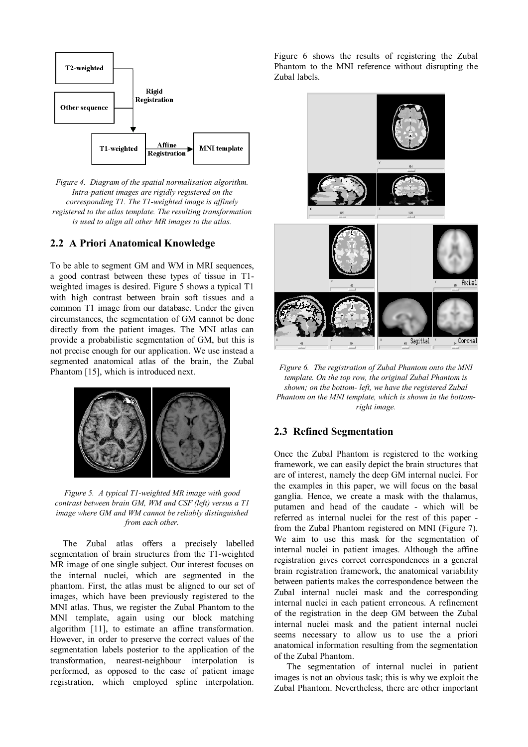Figure 4. Diagram of the spatial normalisation algorithm. Intra-patient images are rigidly registered on the corresponding T1. The T1-weighted image is affinely registered to the atlas template. The resulting transformation is used to align all other MR images to the atlas.

## 2.2 A Priori Anatomical Knowledge

To be able to segment GM and WM in MRI sequences, a good contrast between these types of tissue in T1-weighted images is desired. Figure 5 shows a typical T1 with high contrast between brain soft tissues and a common T1 image from our database. Under the given circumstances, the segmentation of GM cannot be done directly from the patient images. The MNI atlas can provide a probabilistic segmentation of GM, but this is not precise enough for our application. We use instead a segmented anatomical atlas of the brain, the Zubal Phantom [15], which is introduced next.

Figure 5. A typical T1-weighted MR image with good contrast between brain GM, WM and CSF (left) versus a T1 image where GM and WM cannot be reliably distinguished from each other.

The Zubal atlas offers a precisely labelled segmentation of brain structures from the T1-weighted MR image of one single subject. Our interest focuses on the internal nuclei, which are segmented in the phantom. First, the atlas must be aligned to our set of images, which have been previously registered to the MNI atlas. Thus, we register the Zubal Phantom to the MNI template, again using our block matching algorithm [11], to estimate an affine transformation. However, in order to preserve the correct values of the segmentation labels posterior to the application of the transformation, nearest-neighbour interpolation is performed, as opposed to the case of patient image registration, which employed spline interpolation. Figure 6 shows the results of registering the Zubal Phantom to the MNI reference without disrupting the Zubal labels.

Figure 6. The registration of Zubal Phantom onto the MNI template. On the top row, the original Zubal Phantom is shown; on the bottom- left, we have the registered Zubal Phantom on the MNI template, which is shown in the bottom-right image.

## 2.3 Refined Segmentation

Once the Zubal Phantom is registered to the working framework, we can easily depict the brain structures that are of interest, namely the deep GM internal nuclei. For the examples in this paper, we will focus on the basal ganglia. Hence, we create a mask with the thalamus, putamen and head of the caudate - which will be referred as internal nuclei for the rest of this paper - from the Zubal Phantom registered on MNI (Figure 7). We aim to use this mask for the segmentation of internal nuclei in patient images. Although the affine registration gives correct correspondences in a general brain registration framework, the anatomical variability between patients makes the correspondence between the Zubal internal nuclei mask and the corresponding internal nuclei in each patient erroneous. A refinement of the registration in the deep GM between the Zubal internal nuclei mask and the patient internal nuclei seems necessary to allow us to use the a priori anatomical information resulting from the segmentation of the Zubal Phantom.

The segmentation of internal nuclei in patient images is not an obvious task; this is why we exploit the Zubal Phantom. Nevertheless, there are other important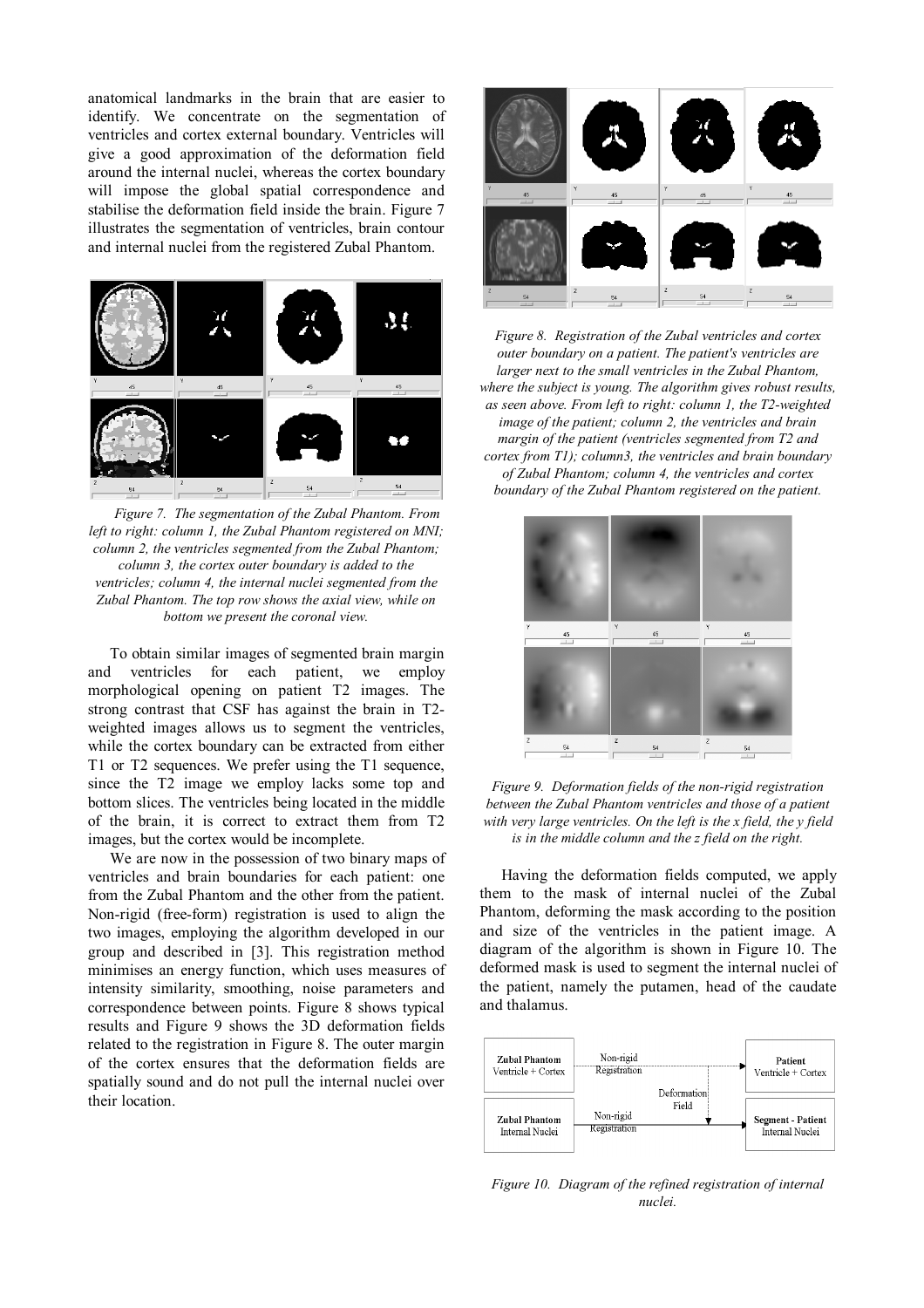anatomical landmarks in the brain that are easier to identify. We concentrate on the segmentation of ventricles and cortex external boundary. Ventricles will give a good approximation of the deformation field around the internal nuclei, whereas the cortex boundary will impose the global spatial correspondence and stabilise the deformation field inside the brain. Figure 7 illustrates the segmentation of ventricles, brain contour and internal nuclei from the registered Zubal Phantom.

*Figure 7. The segmentation of the Zubal Phantom. From left to right: column 1, the Zubal Phantom registered on MNI; column 2, the ventricles segmented from the Zubal Phantom; column 3, the cortex outer boundary is added to the ventricles; column 4, the internal nuclei segmented from the Zubal Phantom. The top row shows the axial view, while on bottom we present the coronal view.*

To obtain similar images of segmented brain margin and ventricles for each patient, we employ morphological opening on patient T2 images. The strong contrast that CSF has against the brain in T2-weighted images allows us to segment the ventricles, while the cortex boundary can be extracted from either T1 or T2 sequences. We prefer using the T1 sequence, since the T2 image we employ lacks some top and bottom slices. The ventricles being located in the middle of the brain, it is correct to extract them from T2 images, but the cortex would be incomplete.

We are now in the possession of two binary maps of ventricles and brain boundaries for each patient: one from the Zubal Phantom and the other from the patient. Non-rigid (free-form) registration is used to align the two images, employing the algorithm developed in our group and described in [3]. This registration method minimises an energy function, which uses measures of intensity similarity, smoothing, noise parameters and correspondence between points. Figure 8 shows typical results and Figure 9 shows the 3D deformation fields related to the registration in Figure 8. The outer margin of the cortex ensures that the deformation fields are spatially sound and do not pull the internal nuclei over their location.

*Figure 8. Registration of the Zubal ventricles and cortex outer boundary on a patient. The patient's ventricles are larger next to the small ventricles in the Zubal Phantom, where the subject is young. The algorithm gives robust results, as seen above. From left to right: column 1, the T2-weighted image of the patient; column 2, the ventricles and brain margin of the patient (ventricles segmented from T2 and cortex from T1); column3, the ventricles and brain boundary of Zubal Phantom; column 4, the ventricles and cortex boundary of the Zubal Phantom registered on the patient.*

*Figure 9. Deformation fields of the non-rigid registration between the Zubal Phantom ventricles and those of a patient with very large ventricles. On the left is the x field, the y field is in the middle column and the z field on the right.*

Having the deformation fields computed, we apply them to the mask of internal nuclei of the Zubal Phantom, deforming the mask according to the position and size of the ventricles in the patient image. A diagram of the algorithm is shown in Figure 10. The deformed mask is used to segment the internal nuclei of the patient, namely the putamen, head of the caudate and thalamus.

Zubal Phantom Ventricle + Cortex
Non-rigid Registration
Patient Ventricle + Cortex
Deformation Field
Zubal Phantom Internal Nuclei
Non-rigid Registration
Segment - Patient Internal Nuclei

*Figure 10. Diagram of the refined registration of internal nuclei.*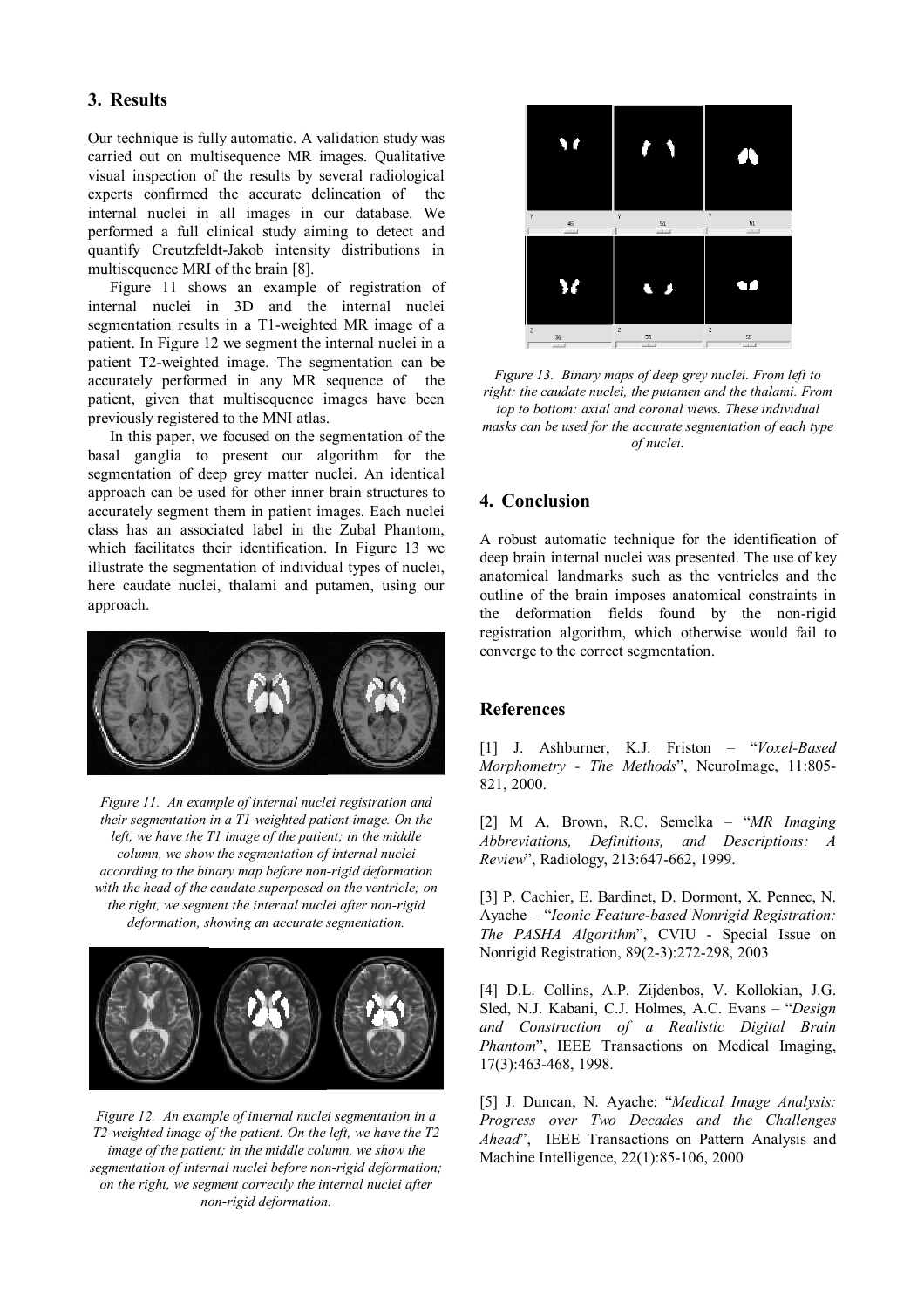## 3. Results

Our technique is fully automatic. A validation study was carried out on multisequence MR images. Qualitative visual inspection of the results by several radiological experts confirmed the accurate delineation of the internal nuclei in all images in our database. We performed a full clinical study aiming to detect and quantify Creutzfeldt-Jakob intensity distributions in multisequence MRI of the brain [8].

Figure 11 shows an example of registration of internal nuclei in 3D and the internal nuclei segmentation results in a T1-weighted MR image of a patient. In Figure 12 we segment the internal nuclei in a patient T2-weighted image. The segmentation can be accurately performed in any MR sequence of the patient, given that multisequence images have been previously registered to the MNI atlas.

In this paper, we focused on the segmentation of the basal ganglia to present our algorithm for the segmentation of deep grey matter nuclei. An identical approach can be used for other inner brain structures to accurately segment them in patient images. Each nuclei class has an associated label in the Zubal Phantom, which facilitates their identification. In Figure 13 we illustrate the segmentation of individual types of nuclei, here caudate nuclei, thalami and putamen, using our approach.

*Figure 11. An example of internal nuclei registration and their segmentation in a T1-weighted patient image. On the left, we have the T1 image of the patient; in the middle column, we show the segmentation of internal nuclei according to the binary map before non-rigid deformation with the head of the caudate superposed on the ventricle; on the right, we segment the internal nuclei after non-rigid deformation, showing an accurate segmentation.*

*Figure 12. An example of internal nuclei segmentation in a T2-weighted image of the patient. On the left, we have the T2 image of the patient; in the middle column, we show the segmentation of internal nuclei before non-rigid deformation; on the right, we segment correctly the internal nuclei after non-rigid deformation.*

*Figure 13. Binary maps of deep grey nuclei. From left to right: the caudate nuclei, the putamen and the thalami. From top to bottom: axial and coronal views. These individual masks can be used for the accurate segmentation of each type of nuclei.*

## 4. Conclusion

A robust automatic technique for the identification of deep brain internal nuclei was presented. The use of key anatomical landmarks such as the ventricles and the outline of the brain imposes anatomical constraints in the deformation fields found by the non-rigid registration algorithm, which otherwise would fail to converge to the correct segmentation.

## References

[1] J. Ashburner, K.J. Friston – "*Voxel-Based Morphometry - The Methods*", NeuroImage, 11:805-821, 2000.

[2] M A. Brown, R.C. Semelka – "*MR Imaging Abbreviations, Definitions, and Descriptions: A Review*", Radiology, 213:647-662, 1999.

[3] P. Cachier, E. Bardinet, D. Dormont, X. Pennec, N. Ayache – "*Iconic Feature-based Nonrigid Registration: The PASHA Algorithm*", CVIU - Special Issue on Nonrigid Registration, 89(2-3):272-298, 2003

[4] D.L. Collins, A.P. Zijdenbos, V. Kollokian, J.G. Sled, N.J. Kabani, C.J. Holmes, A.C. Evans – "*Design and Construction of a Realistic Digital Brain Phantom*", IEEE Transactions on Medical Imaging, 17(3):463-468, 1998.

[5] J. Duncan, N. Ayache: "*Medical Image Analysis: Progress over Two Decades and the Challenges Ahead*", IEEE Transactions on Pattern Analysis and Machine Intelligence, 22(1):85-106, 2000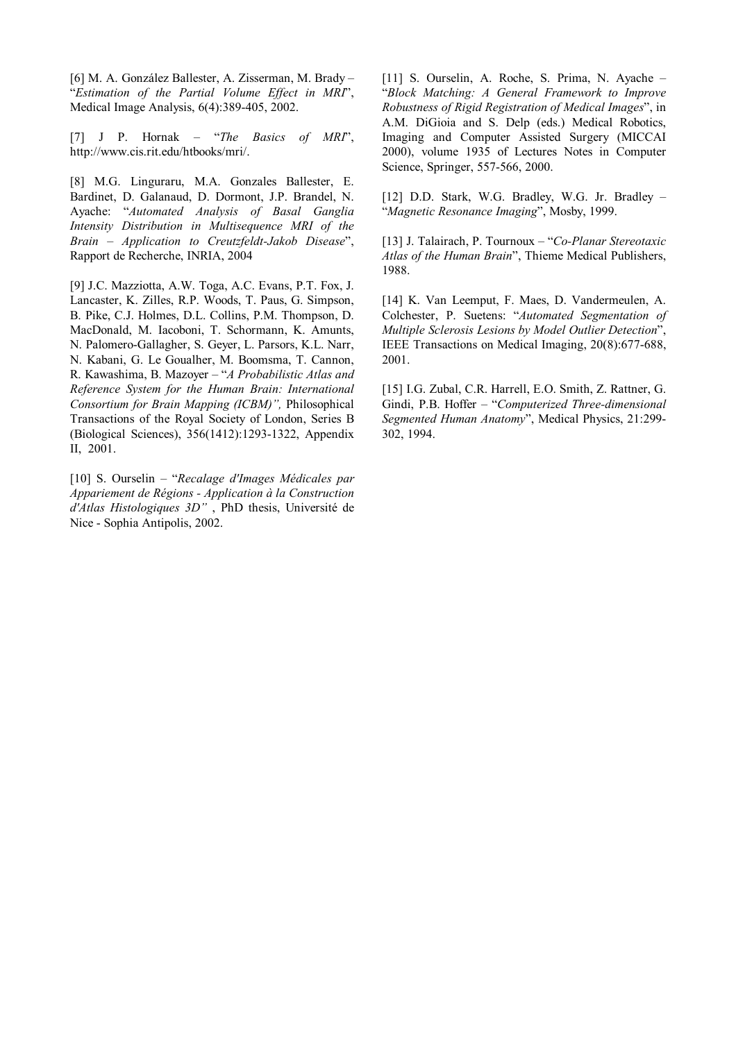[6] M. A. González Ballester, A. Zisserman, M. Brady – "*Estimation of the Partial Volume Effect in MRI*", Medical Image Analysis, 6(4):389-405, 2002.

[7] J P. Hornak – "*The Basics of MRI*", http://www.cis.rit.edu/htbooks/mri/.

[8] M.G. Linguraru, M.A. Gonzales Ballester, E. Bardinet, D. Galanaud, D. Dormont, J.P. Brandel, N. Ayache: "*Automated Analysis of Basal Ganglia Intensity Distribution in Multisequence MRI of the Brain – Application to Creutzfeldt-Jakob Disease*", Rapport de Recherche, INRIA, 2004

[9] J.C. Mazziotta, A.W. Toga, A.C. Evans, P.T. Fox, J. Lancaster, K. Zilles, R.P. Woods, T. Paus, G. Simpson, B. Pike, C.J. Holmes, D.L. Collins, P.M. Thompson, D. MacDonald, M. Iacoboni, T. Schormann, K. Amunts, N. Palomero-Gallagher, S. Geyer, L. Parsors, K.L. Narr, N. Kabani, G. Le Goualher, M. Boomsma, T. Cannon, R. Kawashima, B. Mazoyer – "*A Probabilistic Atlas and Reference System for the Human Brain: International Consortium for Brain Mapping (ICBM)",* Philosophical Transactions of the Royal Society of London, Series B (Biological Sciences), 356(1412):1293-1322, Appendix II, 2001.

[10] S. Ourselin – "*Recalage d'Images Médicales par Appariement de Régions - Application à la Construction d'Atlas Histologiques 3D"* , PhD thesis, Université de Nice - Sophia Antipolis, 2002.

[11] S. Ourselin, A. Roche, S. Prima, N. Ayache – "*Block Matching: A General Framework to Improve Robustness of Rigid Registration of Medical Images*", in A.M. DiGioia and S. Delp (eds.) Medical Robotics, Imaging and Computer Assisted Surgery (MICCAI 2000), volume 1935 of Lectures Notes in Computer Science, Springer, 557-566, 2000.

[12] D.D. Stark, W.G. Bradley, W.G. Jr. Bradley – "*Magnetic Resonance Imaging*", Mosby, 1999.

[13] J. Talairach, P. Tournoux – "*Co-Planar Stereotaxic Atlas of the Human Brain*", Thieme Medical Publishers, 1988.

[14] K. Van Leemput, F. Maes, D. Vandermeulen, A. Colchester, P. Suetens: "*Automated Segmentation of Multiple Sclerosis Lesions by Model Outlier Detection*", IEEE Transactions on Medical Imaging, 20(8):677-688, 2001.

[15] I.G. Zubal, C.R. Harrell, E.O. Smith, Z. Rattner, G. Gindi, P.B. Hoffer – "*Computerized Three-dimensional Segmented Human Anatomy*", Medical Physics, 21:299-302, 1994.